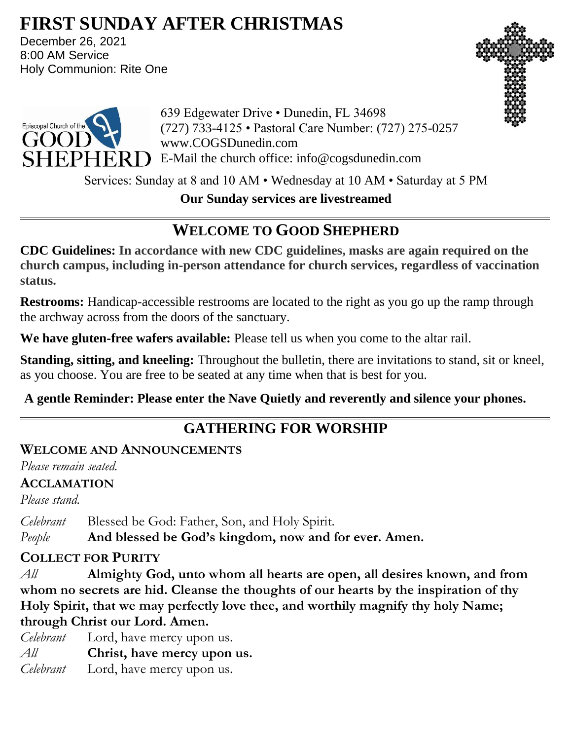# FIRST SUNDAY AFTER CHRISTMAS

December 26, 2021
8:00 AM Service
Holy Communion: Rite One

Episcopal Church of the GOOD SHEPHERD

639 Edgewater Drive • Dunedin, FL 34698
(727) 733-4125 • Pastoral Care Number: (727) 275-0257
www.COGSDunedin.com
E-Mail the church office: info@cogsdunedin.com

Services: Sunday at 8 and 10 AM • Wednesday at 10 AM • Saturday at 5 PM

**Our Sunday services are livestreamed**

## WELCOME TO GOOD SHEPHERD

**CDC Guidelines: In accordance with new CDC guidelines, masks are again required on the church campus, including in-person attendance for church services, regardless of vaccination status.**

**Restrooms:** Handicap-accessible restrooms are located to the right as you go up the ramp through the archway across from the doors of the sanctuary.

**We have gluten-free wafers available:** Please tell us when you come to the altar rail.

**Standing, sitting, and kneeling:** Throughout the bulletin, there are invitations to stand, sit or kneel, as you choose. You are free to be seated at any time when that is best for you.

**A gentle Reminder: Please enter the Nave Quietly and reverently and silence your phones.**

## GATHERING FOR WORSHIP

### WELCOME AND ANNOUNCEMENTS

*Please remain seated.*

### ACCLAMATION

*Please stand.*

*Celebrant* Blessed be God: Father, Son, and Holy Spirit.
*People* **And blessed be God's kingdom, now and for ever. Amen.**

### COLLECT FOR PURITY

*All* **Almighty God, unto whom all hearts are open, all desires known, and from whom no secrets are hid. Cleanse the thoughts of our hearts by the inspiration of thy Holy Spirit, that we may perfectly love thee, and worthily magnify thy holy Name; through Christ our Lord. Amen.**

*Celebrant* Lord, have mercy upon us.
*All* **Christ, have mercy upon us.**
*Celebrant* Lord, have mercy upon us.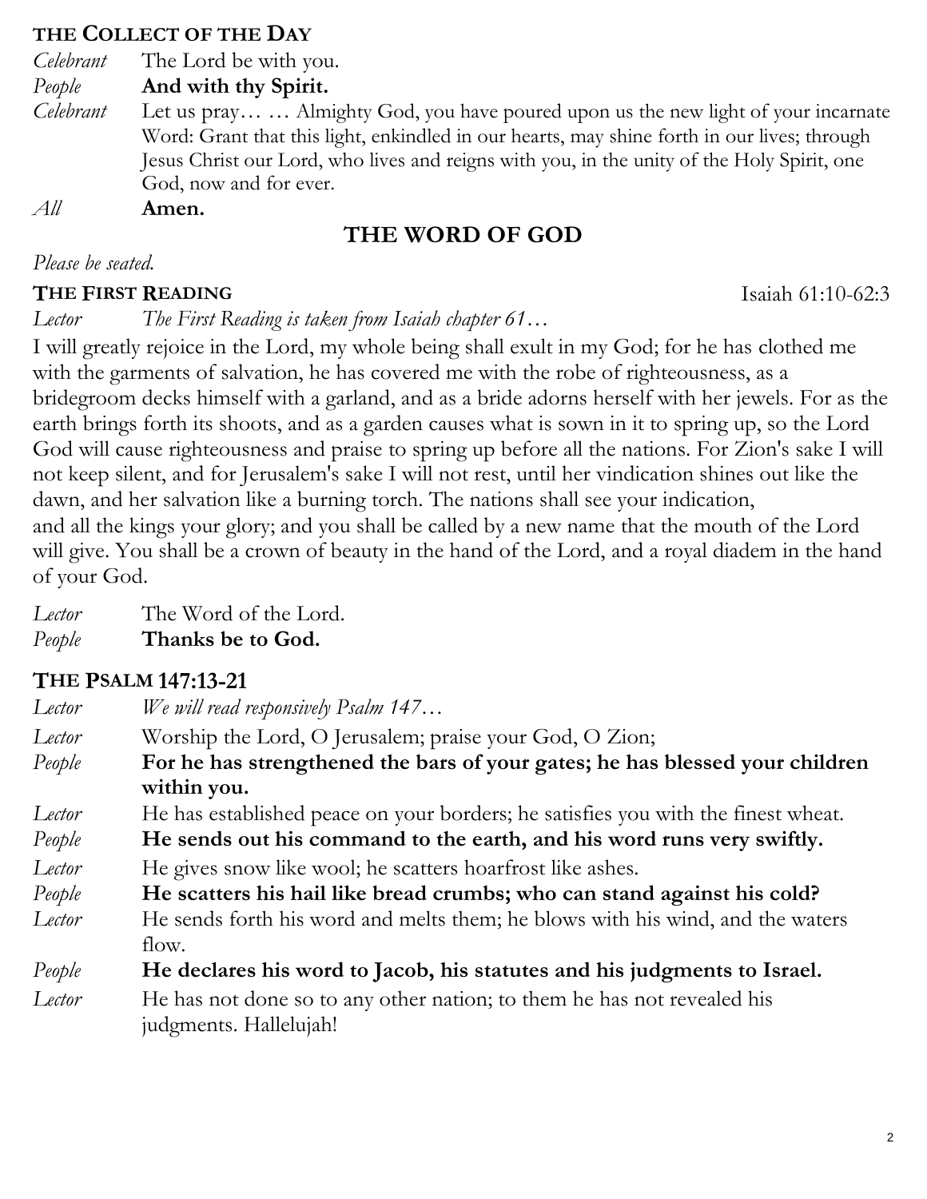### THE COLLECT OF THE DAY

*Celebrant* The Lord be with you.
*People* **And with thy Spirit.**
*Celebrant* Let us pray… … Almighty God, you have poured upon us the new light of your incarnate Word: Grant that this light, enkindled in our hearts, may shine forth in our lives; through Jesus Christ our Lord, who lives and reigns with you, in the unity of the Holy Spirit, one God, now and for ever.
*All* **Amen.**

## THE WORD OF GOD

*Please be seated.*

### THE FIRST READING Isaiah 61:10-62:3

*Lector* *The First Reading is taken from Isaiah chapter 61…*

I will greatly rejoice in the Lord, my whole being shall exult in my God; for he has clothed me with the garments of salvation, he has covered me with the robe of righteousness, as a bridegroom decks himself with a garland, and as a bride adorns herself with her jewels. For as the earth brings forth its shoots, and as a garden causes what is sown in it to spring up, so the Lord God will cause righteousness and praise to spring up before all the nations. For Zion's sake I will not keep silent, and for Jerusalem's sake I will not rest, until her vindication shines out like the dawn, and her salvation like a burning torch. The nations shall see your indication, and all the kings your glory; and you shall be called by a new name that the mouth of the Lord will give. You shall be a crown of beauty in the hand of the Lord, and a royal diadem in the hand of your God.

*Lector* The Word of the Lord.
*People* **Thanks be to God.**

### THE PSALM 147:13-21

*Lector* *We will read responsively Psalm 147…*
*Lector* Worship the Lord, O Jerusalem; praise your God, O Zion;
*People* **For he has strengthened the bars of your gates; he has blessed your children within you.**
*Lector* He has established peace on your borders; he satisfies you with the finest wheat.
*People* **He sends out his command to the earth, and his word runs very swiftly.**
*Lector* He gives snow like wool; he scatters hoarfrost like ashes.
*People* **He scatters his hail like bread crumbs; who can stand against his cold?**
*Lector* He sends forth his word and melts them; he blows with his wind, and the waters flow.
*People* **He declares his word to Jacob, his statutes and his judgments to Israel.**
*Lector* He has not done so to any other nation; to them he has not revealed his judgments. Hallelujah!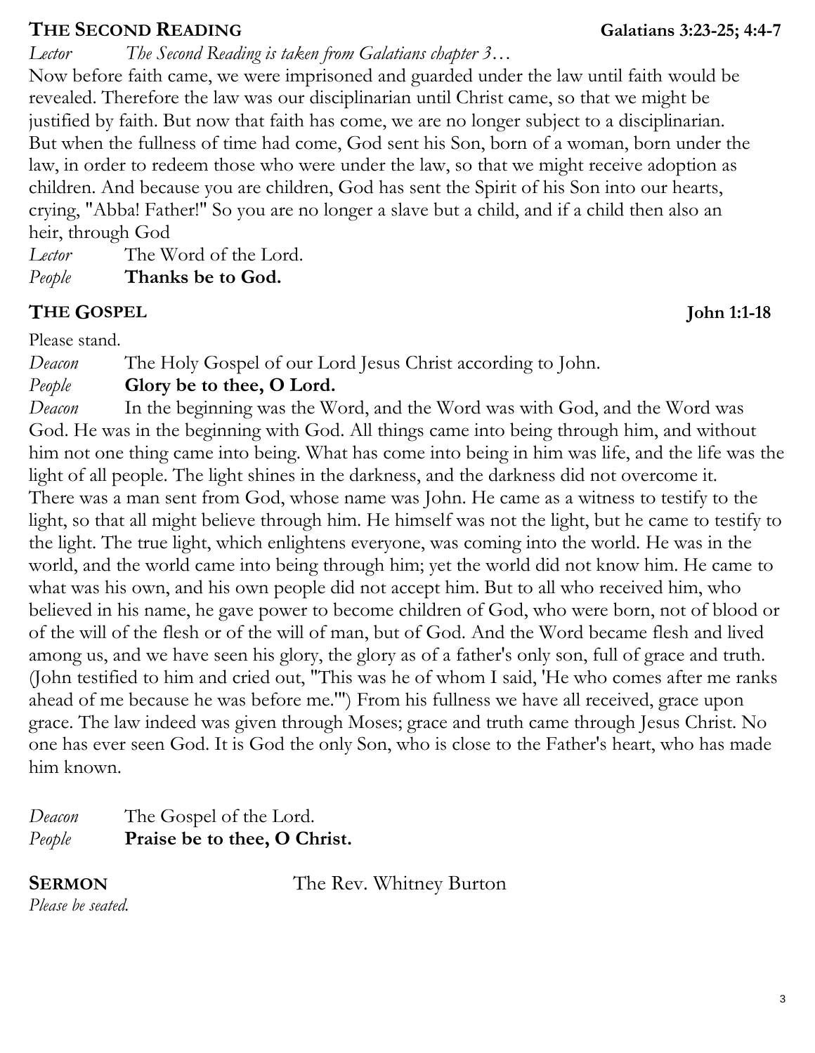## THE SECOND READING Galatians 3:23-25; 4:4-7

*Lector* *The Second Reading is taken from Galatians chapter 3…*

Now before faith came, we were imprisoned and guarded under the law until faith would be revealed. Therefore the law was our disciplinarian until Christ came, so that we might be justified by faith. But now that faith has come, we are no longer subject to a disciplinarian. But when the fullness of time had come, God sent his Son, born of a woman, born under the law, in order to redeem those who were under the law, so that we might receive adoption as children. And because you are children, God has sent the Spirit of his Son into our hearts, crying, "Abba! Father!" So you are no longer a slave but a child, and if a child then also an heir, through God

*Lector* The Word of the Lord.
*People* **Thanks be to God.**

## THE GOSPEL John 1:1-18

Please stand.

*Deacon* The Holy Gospel of our Lord Jesus Christ according to John.
*People* **Glory be to thee, O Lord.**
*Deacon* In the beginning was the Word, and the Word was with God, and the Word was God. He was in the beginning with God. All things came into being through him, and without him not one thing came into being. What has come into being in him was life, and the life was the light of all people. The light shines in the darkness, and the darkness did not overcome it. There was a man sent from God, whose name was John. He came as a witness to testify to the light, so that all might believe through him. He himself was not the light, but he came to testify to the light. The true light, which enlightens everyone, was coming into the world. He was in the world, and the world came into being through him; yet the world did not know him. He came to what was his own, and his own people did not accept him. But to all who received him, who believed in his name, he gave power to become children of God, who were born, not of blood or of the will of the flesh or of the will of man, but of God. And the Word became flesh and lived among us, and we have seen his glory, the glory as of a father's only son, full of grace and truth. (John testified to him and cried out, "This was he of whom I said, 'He who comes after me ranks ahead of me because he was before me.'") From his fullness we have all received, grace upon grace. The law indeed was given through Moses; grace and truth came through Jesus Christ. No one has ever seen God. It is God the only Son, who is close to the Father's heart, who has made him known.

*Deacon* The Gospel of the Lord.
*People* **Praise be to thee, O Christ.**

## SERMON The Rev. Whitney Burton

*Please be seated.*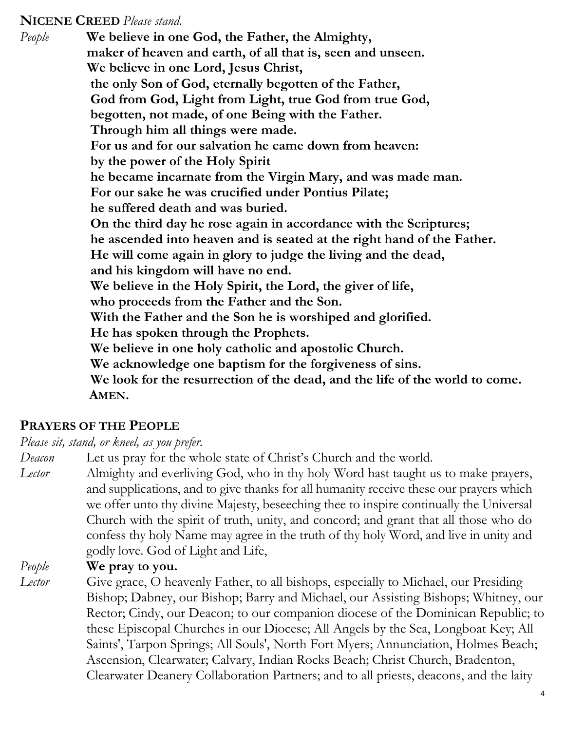**NICENE CREED** *Please stand.*

*People* **We believe in one God, the Father, the Almighty,
maker of heaven and earth, of all that is, seen and unseen.
We believe in one Lord, Jesus Christ,
the only Son of God, eternally begotten of the Father,
God from God, Light from Light, true God from true God,
begotten, not made, of one Being with the Father.
Through him all things were made.
For us and for our salvation he came down from heaven:
by the power of the Holy Spirit
he became incarnate from the Virgin Mary, and was made man.
For our sake he was crucified under Pontius Pilate;
he suffered death and was buried.
On the third day he rose again in accordance with the Scriptures;
he ascended into heaven and is seated at the right hand of the Father.
He will come again in glory to judge the living and the dead,
and his kingdom will have no end.
We believe in the Holy Spirit, the Lord, the giver of life,
who proceeds from the Father and the Son.
With the Father and the Son he is worshiped and glorified.
He has spoken through the Prophets.
We believe in one holy catholic and apostolic Church.
We acknowledge one baptism for the forgiveness of sins.
We look for the resurrection of the dead, and the life of the world to come.
AMEN.**

**PRAYERS OF THE PEOPLE**

*Please sit, stand, or kneel, as you prefer.*

*Deacon* Let us pray for the whole state of Christ's Church and the world.

*Lector* Almighty and everliving God, who in thy holy Word hast taught us to make prayers, and supplications, and to give thanks for all humanity receive these our prayers which we offer unto thy divine Majesty, beseeching thee to inspire continually the Universal Church with the spirit of truth, unity, and concord; and grant that all those who do confess thy holy Name may agree in the truth of thy holy Word, and live in unity and godly love. God of Light and Life,

*People* **We pray to you.**

*Lector* Give grace, O heavenly Father, to all bishops, especially to Michael, our Presiding Bishop; Dabney, our Bishop; Barry and Michael, our Assisting Bishops; Whitney, our Rector; Cindy, our Deacon; to our companion diocese of the Dominican Republic; to these Episcopal Churches in our Diocese; All Angels by the Sea, Longboat Key; All Saints', Tarpon Springs; All Souls', North Fort Myers; Annunciation, Holmes Beach; Ascension, Clearwater; Calvary, Indian Rocks Beach; Christ Church, Bradenton, Clearwater Deanery Collaboration Partners; and to all priests, deacons, and the laity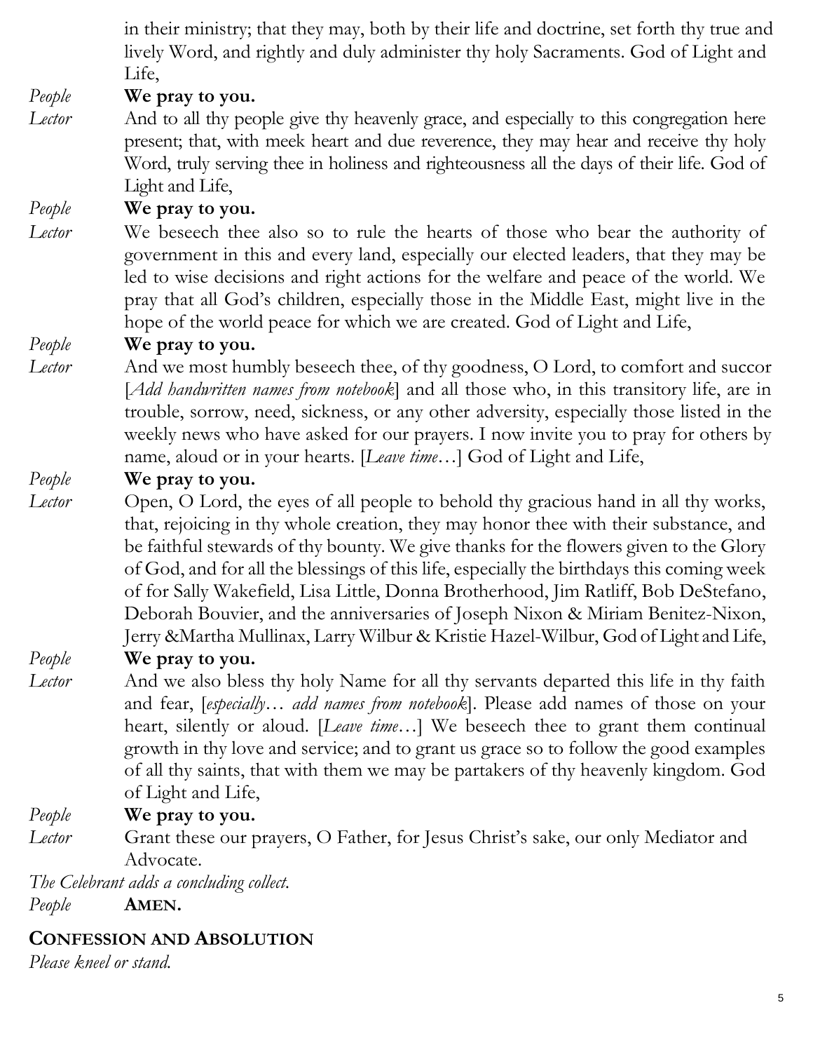in their ministry; that they may, both by their life and doctrine, set forth thy true and lively Word, and rightly and duly administer thy holy Sacraments. God of Light and Life,

*People* **We pray to you.**

*Lector* And to all thy people give thy heavenly grace, and especially to this congregation here present; that, with meek heart and due reverence, they may hear and receive thy holy Word, truly serving thee in holiness and righteousness all the days of their life. God of Light and Life,

*People* **We pray to you.**

*Lector* We beseech thee also so to rule the hearts of those who bear the authority of government in this and every land, especially our elected leaders, that they may be led to wise decisions and right actions for the welfare and peace of the world. We pray that all God's children, especially those in the Middle East, might live in the hope of the world peace for which we are created. God of Light and Life,

*People* **We pray to you.**

*Lector* And we most humbly beseech thee, of thy goodness, O Lord, to comfort and succor [*Add handwritten names from notebook*] and all those who, in this transitory life, are in trouble, sorrow, need, sickness, or any other adversity, especially those listed in the weekly news who have asked for our prayers. I now invite you to pray for others by name, aloud or in your hearts. [*Leave time…*] God of Light and Life,

*People* **We pray to you.**

*Lector* Open, O Lord, the eyes of all people to behold thy gracious hand in all thy works, that, rejoicing in thy whole creation, they may honor thee with their substance, and be faithful stewards of thy bounty. We give thanks for the flowers given to the Glory of God, and for all the blessings of this life, especially the birthdays this coming week of for Sally Wakefield, Lisa Little, Donna Brotherhood, Jim Ratliff, Bob DeStefano, Deborah Bouvier, and the anniversaries of Joseph Nixon & Miriam Benitez-Nixon, Jerry &Martha Mullinax, Larry Wilbur & Kristie Hazel-Wilbur, God of Light and Life,

*People* **We pray to you.**

*Lector* And we also bless thy holy Name for all thy servants departed this life in thy faith and fear, [*especially… add names from notebook*]. Please add names of those on your heart, silently or aloud. [*Leave time…*] We beseech thee to grant them continual growth in thy love and service; and to grant us grace so to follow the good examples of all thy saints, that with them we may be partakers of thy heavenly kingdom. God of Light and Life,

*People* **We pray to you.**

*Lector* Grant these our prayers, O Father, for Jesus Christ's sake, our only Mediator and Advocate.

*The Celebrant adds a concluding collect.*

*People* **AMEN.**

## CONFESSION AND ABSOLUTION

*Please kneel or stand.*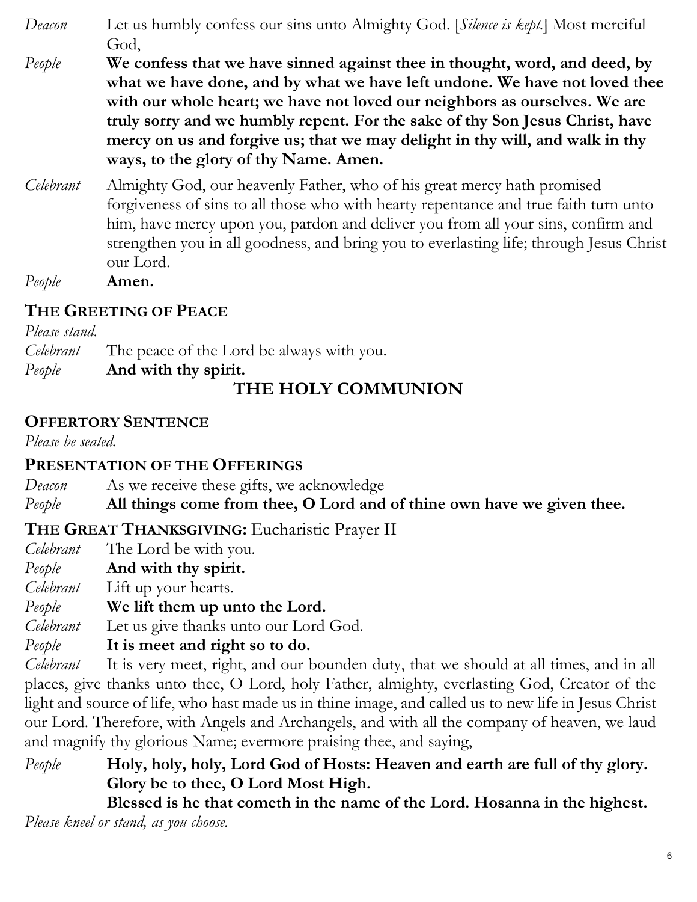*Deacon* Let us humbly confess our sins unto Almighty God. [*Silence is kept.*] Most merciful God,

*People* **We confess that we have sinned against thee in thought, word, and deed, by what we have done, and by what we have left undone. We have not loved thee with our whole heart; we have not loved our neighbors as ourselves. We are truly sorry and we humbly repent. For the sake of thy Son Jesus Christ, have mercy on us and forgive us; that we may delight in thy will, and walk in thy ways, to the glory of thy Name. Amen.**

*Celebrant* Almighty God, our heavenly Father, who of his great mercy hath promised forgiveness of sins to all those who with hearty repentance and true faith turn unto him, have mercy upon you, pardon and deliver you from all your sins, confirm and strengthen you in all goodness, and bring you to everlasting life; through Jesus Christ our Lord.

*People* **Amen.**

### THE GREETING OF PEACE

*Please stand.*

*Celebrant* The peace of the Lord be always with you.

*People* **And with thy spirit.**

## THE HOLY COMMUNION

### OFFERTORY SENTENCE

*Please be seated.*

### PRESENTATION OF THE OFFERINGS

*Deacon* As we receive these gifts, we acknowledge

*People* **All things come from thee, O Lord and of thine own have we given thee.**

### THE GREAT THANKSGIVING: Eucharistic Prayer II

*Celebrant* The Lord be with you.

*People* **And with thy spirit.**

*Celebrant* Lift up your hearts.

*People* **We lift them up unto the Lord.**

*Celebrant* Let us give thanks unto our Lord God.

*People* **It is meet and right so to do.**

*Celebrant* It is very meet, right, and our bounden duty, that we should at all times, and in all places, give thanks unto thee, O Lord, holy Father, almighty, everlasting God, Creator of the light and source of life, who hast made us in thine image, and called us to new life in Jesus Christ our Lord. Therefore, with Angels and Archangels, and with all the company of heaven, we laud and magnify thy glorious Name; evermore praising thee, and saying,

*People* **Holy, holy, holy, Lord God of Hosts: Heaven and earth are full of thy glory. Glory be to thee, O Lord Most High.**
**Blessed is he that cometh in the name of the Lord. Hosanna in the highest.**

*Please kneel or stand, as you choose.*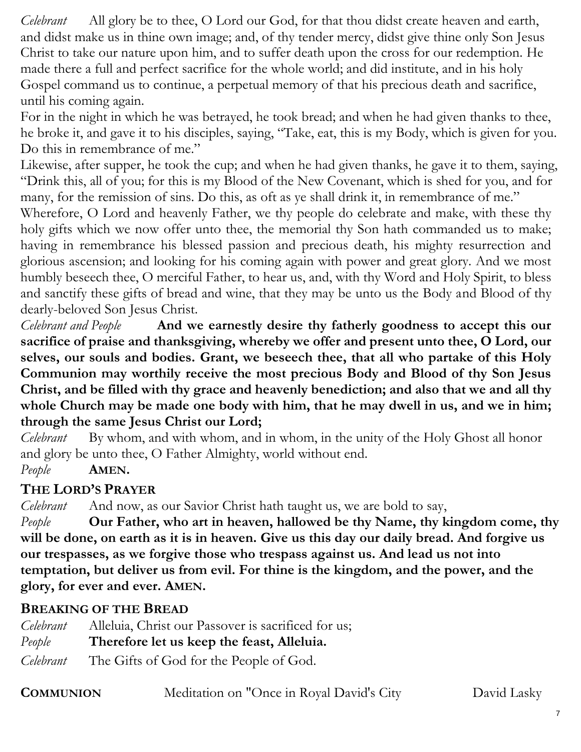*Celebrant* All glory be to thee, O Lord our God, for that thou didst create heaven and earth, and didst make us in thine own image; and, of thy tender mercy, didst give thine only Son Jesus Christ to take our nature upon him, and to suffer death upon the cross for our redemption. He made there a full and perfect sacrifice for the whole world; and did institute, and in his holy Gospel command us to continue, a perpetual memory of that his precious death and sacrifice, until his coming again.

For in the night in which he was betrayed, he took bread; and when he had given thanks to thee, he broke it, and gave it to his disciples, saying, "Take, eat, this is my Body, which is given for you. Do this in remembrance of me."

Likewise, after supper, he took the cup; and when he had given thanks, he gave it to them, saying, "Drink this, all of you; for this is my Blood of the New Covenant, which is shed for you, and for many, for the remission of sins. Do this, as oft as ye shall drink it, in remembrance of me."

Wherefore, O Lord and heavenly Father, we thy people do celebrate and make, with these thy holy gifts which we now offer unto thee, the memorial thy Son hath commanded us to make; having in remembrance his blessed passion and precious death, his mighty resurrection and glorious ascension; and looking for his coming again with power and great glory. And we most humbly beseech thee, O merciful Father, to hear us, and, with thy Word and Holy Spirit, to bless and sanctify these gifts of bread and wine, that they may be unto us the Body and Blood of thy dearly-beloved Son Jesus Christ.

*Celebrant and People* **And we earnestly desire thy fatherly goodness to accept this our sacrifice of praise and thanksgiving, whereby we offer and present unto thee, O Lord, our selves, our souls and bodies. Grant, we beseech thee, that all who partake of this Holy Communion may worthily receive the most precious Body and Blood of thy Son Jesus Christ, and be filled with thy grace and heavenly benediction; and also that we and all thy whole Church may be made one body with him, that he may dwell in us, and we in him; through the same Jesus Christ our Lord;**

*Celebrant* By whom, and with whom, and in whom, in the unity of the Holy Ghost all honor and glory be unto thee, O Father Almighty, world without end.

*People* **AMEN.**

## THE LORD'S PRAYER

*Celebrant* And now, as our Savior Christ hath taught us, we are bold to say,

*People* **Our Father, who art in heaven, hallowed be thy Name, thy kingdom come, thy will be done, on earth as it is in heaven. Give us this day our daily bread. And forgive us our trespasses, as we forgive those who trespass against us. And lead us not into temptation, but deliver us from evil. For thine is the kingdom, and the power, and the glory, for ever and ever. AMEN.**

## BREAKING OF THE BREAD

*Celebrant* Alleluia, Christ our Passover is sacrificed for us;

*People* **Therefore let us keep the feast, Alleluia.**

*Celebrant* The Gifts of God for the People of God.

**COMMUNION** Meditation on "Once in Royal David's City David Lasky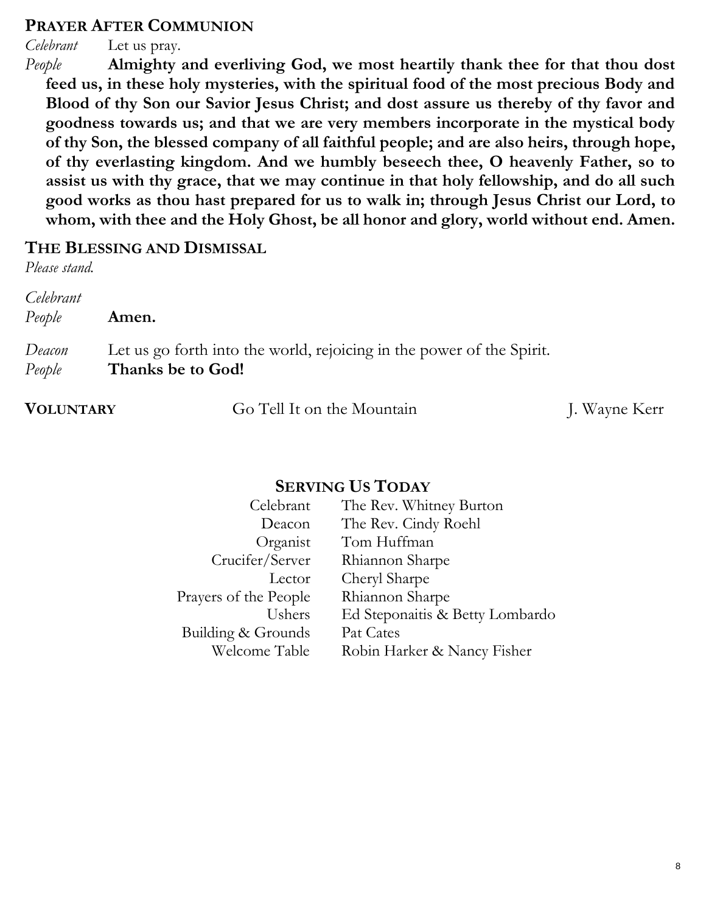## PRAYER AFTER COMMUNION

*Celebrant* Let us pray.

*People* **Almighty and everliving God, we most heartily thank thee for that thou dost feed us, in these holy mysteries, with the spiritual food of the most precious Body and Blood of thy Son our Savior Jesus Christ; and dost assure us thereby of thy favor and goodness towards us; and that we are very members incorporate in the mystical body of thy Son, the blessed company of all faithful people; and are also heirs, through hope, of thy everlasting kingdom. And we humbly beseech thee, O heavenly Father, so to assist us with thy grace, that we may continue in that holy fellowship, and do all such good works as thou hast prepared for us to walk in; through Jesus Christ our Lord, to whom, with thee and the Holy Ghost, be all honor and glory, world without end. Amen.**

## THE BLESSING AND DISMISSAL

*Please stand.*

*Celebrant*
*People* **Amen.**

*Deacon* Let us go forth into the world, rejoicing in the power of the Spirit.
*People* **Thanks be to God!**

**VOLUNTARY** Go Tell It on the Mountain J. Wayne Kerr

## SERVING US TODAY

| | |
|---|---|
| Celebrant | The Rev. Whitney Burton |
| Deacon | The Rev. Cindy Roehl |
| Organist | Tom Huffman |
| Crucifer/Server | Rhiannon Sharpe |
| Lector | Cheryl Sharpe |
| Prayers of the People | Rhiannon Sharpe |
| Ushers | Ed Steponaitis & Betty Lombardo |
| Building & Grounds | Pat Cates |
| Welcome Table | Robin Harker & Nancy Fisher |